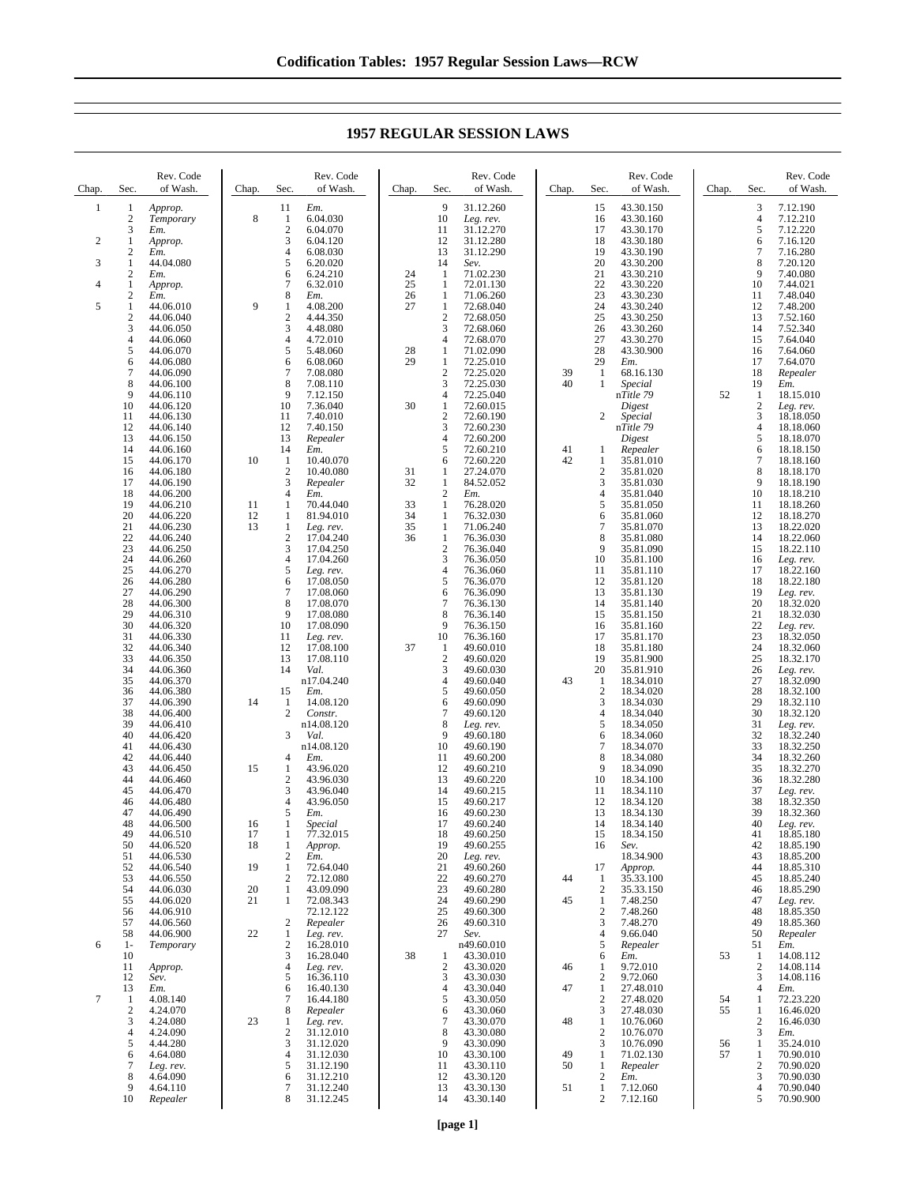# 1957 REGULAR SESSION LAWS

| Chap. | Sec. | Rev. Code of Wash. |
|---|---|---|
| 1 | 1 | *Approp.* |
| | 2 | *Temporary* |
| | 3 | *Em.* |
| 2 | 1 | *Approp.* |
| | 2 | *Em.* |
| 3 | 1 | 44.04.080 |
| | 2 | *Em.* |
| 4 | 1 | *Approp.* |
| | 2 | *Em.* |
| 5 | 1 | 44.06.010 |
| | 2 | 44.06.040 |
| | 3 | 44.06.050 |
| | 4 | 44.06.060 |
| | 5 | 44.06.070 |
| | 6 | 44.06.080 |
| | 7 | 44.06.090 |
| | 8 | 44.06.100 |
| | 9 | 44.06.110 |
| | 10 | 44.06.120 |
| | 11 | 44.06.130 |
| | 12 | 44.06.140 |
| | 13 | 44.06.150 |
| | 14 | 44.06.160 |
| | 15 | 44.06.170 |
| | 16 | 44.06.180 |
| | 17 | 44.06.190 |
| | 18 | 44.06.200 |
| | 19 | 44.06.210 |
| | 20 | 44.06.220 |
| | 21 | 44.06.230 |
| | 22 | 44.06.240 |
| | 23 | 44.06.250 |
| | 24 | 44.06.260 |
| | 25 | 44.06.270 |
| | 26 | 44.06.280 |
| | 27 | 44.06.290 |
| | 28 | 44.06.300 |
| | 29 | 44.06.310 |
| | 30 | 44.06.320 |
| | 31 | 44.06.330 |
| | 32 | 44.06.340 |
| | 33 | 44.06.350 |
| | 34 | 44.06.360 |
| | 35 | 44.06.370 |
| | 36 | 44.06.380 |
| | 37 | 44.06.390 |
| | 38 | 44.06.400 |
| | 39 | 44.06.410 |
| | 40 | 44.06.420 |
| | 41 | 44.06.430 |
| | 42 | 44.06.440 |
| | 43 | 44.06.450 |
| | 44 | 44.06.460 |
| | 45 | 44.06.470 |
| | 46 | 44.06.480 |
| | 47 | 44.06.490 |
| | 48 | 44.06.500 |
| | 49 | 44.06.510 |
| | 50 | 44.06.520 |
| | 51 | 44.06.530 |
| | 52 | 44.06.540 |
| | 53 | 44.06.550 |
| | 54 | 44.06.030 |
| | 55 | 44.06.020 |
| | 56 | 44.06.910 |
| | 57 | 44.06.560 |
| | 58 | 44.06.900 |
| 6 | 1-10 | *Temporary* |
| | 11 | *Approp.* |
| | 12 | *Sev.* |
| | 13 | *Em.* |
| 7 | 1 | 4.08.140 |
| | 2 | 4.24.070 |
| | 3 | 4.24.080 |
| | 4 | 4.24.090 |
| | 5 | 4.44.280 |
| | 6 | 4.64.080 |
| | 7 | *Leg. rev.* |
| | 8 | 4.64.090 |
| | 9 | 4.64.110 |
| | 10 | *Repealer* |
| | 11 | *Em.* |
| 8 | 1 | 6.04.030 |
| | 2 | 6.04.070 |
| | 3 | 6.04.120 |
| | 4 | 6.08.030 |
| | 5 | 6.20.020 |
| | 6 | 6.24.210 |
| | 7 | 6.32.010 |
| | 8 | *Em.* |
| 9 | 1 | 4.08.200 |
| | 2 | 4.44.350 |
| | 3 | 4.48.080 |
| | 4 | 4.72.010 |
| | 5 | 5.48.060 |
| | 6 | 6.08.060 |
| | 7 | 7.08.080 |
| | 8 | 7.08.110 |
| | 9 | 7.12.150 |
| | 10 | 7.36.040 |
| | 11 | 7.40.010 |
| | 12 | 7.40.150 |
| | 13 | *Repealer* |
| | 14 | *Em.* |
| 10 | 1 | 10.40.070 |
| | 2 | 10.40.080 |
| | 3 | *Repealer* |
| | 4 | *Em.* |
| 11 | 1 | 70.44.040 |
| 12 | 1 | 81.94.010 |
| 13 | 1 | *Leg. rev.* |
| | 2 | 17.04.240 |
| | 3 | 17.04.250 |
| | 4 | 17.04.260 |
| | 5 | *Leg. rev.* |
| | 6 | 17.08.050 |
| | 7 | 17.08.060 |
| | 8 | 17.08.070 |
| | 9 | 17.08.080 |
| | 10 | 17.08.090 |
| | 11 | *Leg. rev.* |
| | 12 | 17.08.100 |
| | 13 | 17.08.110 |
| | 14 | *Val.* |
| | | n17.04.240 |
| | 15 | *Em.* |
| 14 | 1 | 14.08.120 |
| | 2 | *Constr.* |
| | | n14.08.120 |
| | 3 | *Val.* |
| | | n14.08.120 |
| | 4 | *Em.* |
| 15 | 1 | 43.96.020 |
| | 2 | 43.96.030 |
| | 3 | 43.96.040 |
| | 4 | 43.96.050 |
| | 5 | *Em.* |
| 16 | 1 | *Special* |
| 17 | 1 | 77.32.015 |
| 18 | 1 | *Approp.* |
| | 2 | *Em.* |
| 19 | 1 | 72.64.040 |
| | 2 | 72.12.080 |
| 20 | 1 | 43.09.090 |
| 21 | 1 | 72.08.343 |
| | | 72.12.122 |
| | 2 | *Repealer* |
| 22 | 1 | *Leg. rev.* |
| | 2 | 16.28.010 |
| | 3 | 16.28.040 |
| | 4 | *Leg. rev.* |
| | 5 | 16.36.110 |
| | 6 | 16.40.130 |
| | 7 | 16.44.180 |
| | 8 | *Repealer* |
| 23 | 1 | *Leg. rev.* |
| | 2 | 31.12.010 |
| | 3 | 31.12.020 |
| | 4 | 31.12.030 |
| | 5 | 31.12.190 |
| | 6 | 31.12.210 |
| | 7 | 31.12.240 |
| | 8 | 31.12.245 |
| | 9 | 31.12.260 |
| | 10 | *Leg. rev.* |
| | 11 | 31.12.270 |
| | 12 | 31.12.280 |
| | 13 | 31.12.290 |
| | 14 | *Sev.* |
| 24 | 1 | 71.02.230 |
| 25 | 1 | 72.01.130 |
| 26 | 1 | 71.06.260 |
| 27 | 1 | 72.68.040 |
| | 2 | 72.68.050 |
| | 3 | 72.68.060 |
| | 4 | 72.68.070 |
| 28 | 1 | 71.02.090 |
| 29 | 1 | 72.25.010 |
| | 2 | 72.25.020 |
| | 3 | 72.25.030 |
| | 4 | 72.25.040 |
| 30 | 1 | 72.60.015 |
| | 2 | 72.60.190 |
| | 3 | 72.60.230 |
| | 4 | 72.60.200 |
| | 5 | 72.60.210 |
| | 6 | 72.60.220 |
| 31 | 1 | 27.24.070 |
| 32 | 1 | 84.52.052 |
| | 2 | *Em.* |
| 33 | 1 | 76.28.020 |
| 34 | 1 | 76.32.030 |
| 35 | 1 | 71.06.240 |
| 36 | 1 | 76.36.030 |
| | 2 | 76.36.040 |
| | 3 | 76.36.050 |
| | 4 | 76.36.060 |
| | 5 | 76.36.070 |
| | 6 | 76.36.090 |
| | 7 | 76.36.130 |
| | 8 | 76.36.140 |
| | 9 | 76.36.150 |
| | 10 | 76.36.160 |
| 37 | 1 | 49.60.010 |
| | 2 | 49.60.020 |
| | 3 | 49.60.030 |
| | 4 | 49.60.040 |
| | 5 | 49.60.050 |
| | 6 | 49.60.090 |
| | 7 | 49.60.120 |
| | 8 | *Leg. rev.* |
| | 9 | 49.60.180 |
| | 10 | 49.60.190 |
| | 11 | 49.60.200 |
| | 12 | 49.60.210 |
| | 13 | 49.60.220 |
| | 14 | 49.60.215 |
| | 15 | 49.60.217 |
| | 16 | 49.60.230 |
| | 17 | 49.60.240 |
| | 18 | 49.60.250 |
| | 19 | 49.60.255 |
| | 20 | *Leg. rev.* |
| | 21 | 49.60.260 |
| | 22 | 49.60.270 |
| | 23 | 49.60.280 |
| | 24 | 49.60.290 |
| | 25 | 49.60.300 |
| | 26 | 49.60.310 |
| | 27 | *Sev.* |
| | | n49.60.010 |
| 38 | 1 | 43.30.010 |
| | 2 | 43.30.020 |
| | 3 | 43.30.030 |
| | 4 | 43.30.040 |
| | 5 | 43.30.050 |
| | 6 | 43.30.060 |
| | 7 | 43.30.070 |
| | 8 | 43.30.080 |
| | 9 | 43.30.090 |
| | 10 | 43.30.100 |
| | 11 | 43.30.110 |
| | 12 | 43.30.120 |
| | 13 | 43.30.130 |
| | 14 | 43.30.140 |
| | 15 | 43.30.150 |
| | 16 | 43.30.160 |
| | 17 | 43.30.170 |
| | 18 | 43.30.180 |
| | 19 | 43.30.190 |
| | 20 | 43.30.200 |
| | 21 | 43.30.210 |
| | 22 | 43.30.220 |
| | 23 | 43.30.230 |
| | 24 | 43.30.240 |
| | 25 | 43.30.250 |
| | 26 | 43.30.260 |
| | 27 | 43.30.270 |
| | 28 | 43.30.900 |
| | 29 | *Em.* |
| 39 | 1 | 68.16.130 |
| 40 | 1 | *Special* |
| | | n*Title 79* |
| | | *Digest* |
| | 2 | *Special* |
| | | n*Title 79* |
| | | *Digest* |
| 41 | 1 | *Repealer* |
| 42 | 1 | 35.81.010 |
| | 2 | 35.81.020 |
| | 3 | 35.81.030 |
| | 4 | 35.81.040 |
| | 5 | 35.81.050 |
| | 6 | 35.81.060 |
| | 7 | 35.81.070 |
| | 8 | 35.81.080 |
| | 9 | 35.81.090 |
| | 10 | 35.81.100 |
| | 11 | 35.81.110 |
| | 12 | 35.81.120 |
| | 13 | 35.81.130 |
| | 14 | 35.81.140 |
| | 15 | 35.81.150 |
| | 16 | 35.81.160 |
| | 17 | 35.81.170 |
| | 18 | 35.81.180 |
| | 19 | 35.81.900 |
| | 20 | 35.81.910 |
| 43 | 1 | 18.34.010 |
| | 2 | 18.34.020 |
| | 3 | 18.34.030 |
| | 4 | 18.34.040 |
| | 5 | 18.34.050 |
| | 6 | 18.34.060 |
| | 7 | 18.34.070 |
| | 8 | 18.34.080 |
| | 9 | 18.34.090 |
| | 10 | 18.34.100 |
| | 11 | 18.34.110 |
| | 12 | 18.34.120 |
| | 13 | 18.34.130 |
| | 14 | 18.34.140 |
| | 15 | 18.34.150 |
| | 16 | *Sev.* |
| | | 18.34.900 |
| | 17 | *Approp.* |
| 44 | 1 | 35.33.100 |
| | 2 | 35.33.150 |
| 45 | 1 | 7.48.250 |
| | 2 | 7.48.260 |
| | 3 | 7.48.270 |
| | 4 | 9.66.040 |
| | 5 | *Repealer* |
| | 6 | *Em.* |
| 46 | 1 | 9.72.010 |
| | 2 | 9.72.060 |
| 47 | 1 | 27.48.010 |
| | 2 | 27.48.020 |
| | 3 | 27.48.030 |
| 48 | 1 | 10.76.060 |
| | 2 | 10.76.070 |
| | 3 | 10.76.090 |
| 49 | 1 | 71.02.130 |
| 50 | 1 | *Repealer* |
| | 2 | *Em.* |
| 51 | 1 | 7.12.060 |
| | 2 | 7.12.160 |
| | 3 | 7.12.190 |
| | 4 | 7.12.210 |
| | 5 | 7.12.220 |
| | 6 | 7.16.120 |
| | 7 | 7.16.280 |
| | 8 | 7.20.120 |
| | 9 | 7.40.080 |
| | 10 | 7.44.021 |
| | 11 | 7.48.040 |
| | 12 | 7.48.200 |
| | 13 | 7.52.160 |
| | 14 | 7.52.340 |
| | 15 | 7.64.040 |
| | 16 | 7.64.060 |
| | 17 | 7.64.070 |
| | 18 | *Repealer* |
| | 19 | *Em.* |
| 52 | 1 | 18.15.010 |
| | 2 | *Leg. rev.* |
| | 3 | 18.18.050 |
| | 4 | 18.18.060 |
| | 5 | 18.18.070 |
| | 6 | 18.18.150 |
| | 7 | 18.18.160 |
| | 8 | 18.18.170 |
| | 9 | 18.18.190 |
| | 10 | 18.18.210 |
| | 11 | 18.18.260 |
| | 12 | 18.18.270 |
| | 13 | 18.22.020 |
| | 14 | 18.22.060 |
| | 15 | 18.22.110 |
| | 16 | *Leg. rev.* |
| | 17 | 18.22.160 |
| | 18 | 18.22.180 |
| | 19 | *Leg. rev.* |
| | 20 | 18.32.020 |
| | 21 | 18.32.030 |
| | 22 | *Leg. rev.* |
| | 23 | 18.32.050 |
| | 24 | 18.32.060 |
| | 25 | 18.32.170 |
| | 26 | *Leg. rev.* |
| | 27 | 18.32.090 |
| | 28 | 18.32.100 |
| | 29 | 18.32.110 |
| | 30 | 18.32.120 |
| | 31 | *Leg. rev.* |
| | 32 | 18.32.240 |
| | 33 | 18.32.250 |
| | 34 | 18.32.260 |
| | 35 | 18.32.270 |
| | 36 | 18.32.280 |
| | 37 | *Leg. rev.* |
| | 38 | 18.32.350 |
| | 39 | 18.32.360 |
| | 40 | *Leg. rev.* |
| | 41 | 18.85.180 |
| | 42 | 18.85.190 |
| | 43 | 18.85.200 |
| | 44 | 18.85.310 |
| | 45 | 18.85.240 |
| | 46 | 18.85.290 |
| | 47 | *Leg. rev.* |
| | 48 | 18.85.350 |
| | 49 | 18.85.360 |
| | 50 | *Repealer* |
| | 51 | *Em.* |
| 53 | 1 | 14.08.112 |
| | 2 | 14.08.114 |
| | 3 | 14.08.116 |
| | 4 | *Em.* |
| 54 | 1 | 72.23.220 |
| 55 | 1 | 16.46.020 |
| | 2 | 16.46.030 |
| | 3 | *Em.* |
| 56 | 1 | 35.24.010 |
| 57 | 1 | 70.90.010 |
| | 2 | 70.90.020 |
| | 3 | 70.90.030 |
| | 4 | 70.90.040 |
| | 5 | 70.90.900 |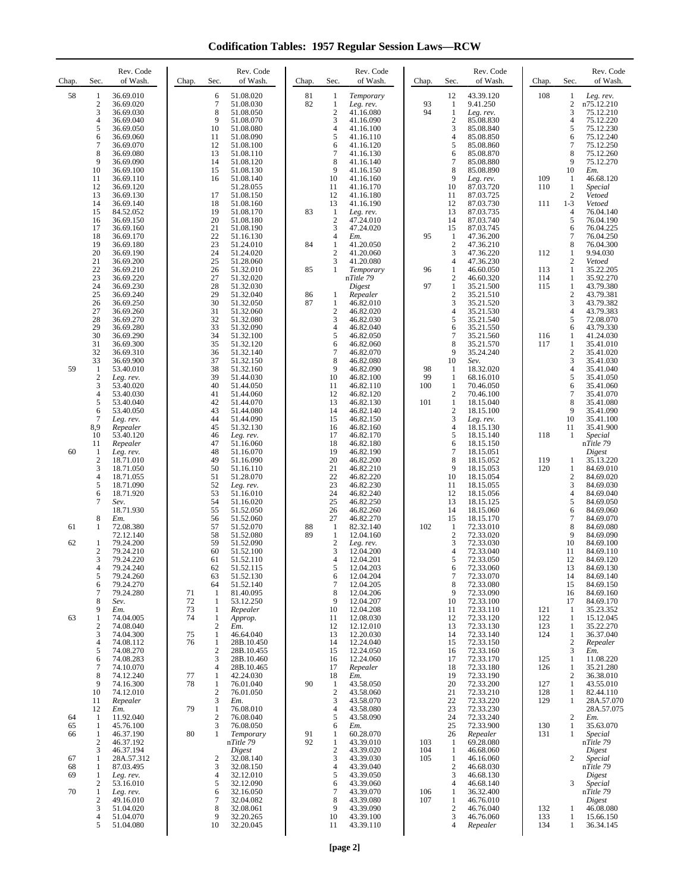# Codification Tables: 1957 Regular Session Laws—RCW

| Chap. | Sec. | Rev. Code of Wash. |
|---|---|---|
| 58 | 1 | 36.69.010 |
| | 2 | 36.69.020 |
| | 3 | 36.69.030 |
| | 4 | 36.69.040 |
| | 5 | 36.69.050 |
| | 6 | 36.69.060 |
| | 7 | 36.69.070 |
| | 8 | 36.69.080 |
| | 9 | 36.69.090 |
| | 10 | 36.69.100 |
| | 11 | 36.69.110 |
| | 12 | 36.69.120 |
| | 13 | 36.69.130 |
| | 14 | 36.69.140 |
| | 15 | 84.52.052 |
| | 16 | 36.69.150 |
| | 17 | 36.69.160 |
| | 18 | 36.69.170 |
| | 19 | 36.69.180 |
| | 20 | 36.69.190 |
| | 21 | 36.69.200 |
| | 22 | 36.69.210 |
| | 23 | 36.69.220 |
| | 24 | 36.69.230 |
| | 25 | 36.69.240 |
| | 26 | 36.69.250 |
| | 27 | 36.69.260 |
| | 28 | 36.69.270 |
| | 29 | 36.69.280 |
| | 30 | 36.69.290 |
| | 31 | 36.69.300 |
| | 32 | 36.69.310 |
| | 33 | 36.69.900 |
| 59 | 1 | 53.40.010 |
| | 2 | *Leg. rev.* |
| | 3 | 53.40.020 |
| | 4 | 53.40.030 |
| | 5 | 53.40.040 |
| | 6 | 53.40.050 |
| | 7 | *Leg. rev.* |
| | 8,9 | *Repealer* |
| | 10 | 53.40.120 |
| | 11 | *Repealer* |
| 60 | 1 | *Leg. rev.* |
| | 2 | 18.71.010 |
| | 3 | 18.71.050 |
| | 4 | 18.71.055 |
| | 5 | 18.71.090 |
| | 6 | 18.71.920 |
| | 7 | *Sev.* 18.71.930 |
| | 8 | *Em.* |
| 61 | 1 | 72.08.380 72.12.140 |
| 62 | 1 | 79.24.200 |
| | 2 | 79.24.210 |
| | 3 | 79.24.220 |
| | 4 | 79.24.240 |
| | 5 | 79.24.260 |
| | 6 | 79.24.270 |
| | 7 | 79.24.280 |
| | 8 | *Sev.* |
| | 9 | *Em.* |
| 63 | 1 | 74.04.005 |
| | 2 | 74.08.040 |
| | 3 | 74.04.300 |
| | 4 | 74.08.112 |
| | 5 | 74.08.270 |
| | 6 | 74.08.283 |
| | 7 | 74.10.070 |
| | 8 | 74.12.240 |
| | 9 | 74.16.300 |
| | 10 | 74.12.010 |
| | 11 | *Repealer* |
| | 12 | *Em.* |
| 64 | 1 | 11.92.040 |
| 65 | 1 | 45.76.100 |
| 66 | 1 | 46.37.190 |
| | 2 | 46.37.192 |
| | 3 | 46.37.194 |
| 67 | 1 | 28A.57.312 |
| 68 | 1 | 87.03.495 |
| 69 | 1 | *Leg. rev.* |
| | 2 | 53.16.010 |
| 70 | 1 | *Leg. rev.* |
| | 2 | 49.16.010 |
| | 3 | 51.04.020 |
| | 4 | 51.04.070 |
| | 5 | 51.04.080 |
| | 6 | 51.08.020 |
| | 7 | 51.08.030 |
| | 8 | 51.08.050 |
| | 9 | 51.08.070 |
| | 10 | 51.08.080 |
| | 11 | 51.08.090 |
| | 12 | 51.08.100 |
| | 13 | 51.08.110 |
| | 14 | 51.08.120 |
| | 15 | 51.08.130 |
| | 16 | 51.08.140 51.28.055 |
| | 17 | 51.08.150 |
| | 18 | 51.08.160 |
| | 19 | 51.08.170 |
| | 20 | 51.08.180 |
| | 21 | 51.08.190 |
| | 22 | 51.16.130 |
| | 23 | 51.24.010 |
| | 24 | 51.24.020 |
| | 25 | 51.28.060 |
| | 26 | 51.32.010 |
| | 27 | 51.32.020 |
| | 28 | 51.32.030 |
| | 29 | 51.32.040 |
| | 30 | 51.32.050 |
| | 31 | 51.32.060 |
| | 32 | 51.32.080 |
| | 33 | 51.32.090 |
| | 34 | 51.32.100 |
| | 35 | 51.32.120 |
| | 36 | 51.32.140 |
| | 37 | 51.32.150 |
| | 38 | 51.32.160 |
| | 39 | 51.44.030 |
| | 40 | 51.44.050 |
| | 41 | 51.44.060 |
| | 42 | 51.44.070 |
| | 43 | 51.44.080 |
| | 44 | 51.44.090 |
| | 45 | 51.32.130 |
| | 46 | *Leg. rev.* |
| | 47 | 51.16.060 |
| | 48 | 51.16.070 |
| | 49 | 51.16.090 |
| | 50 | 51.16.110 |
| | 51 | 51.28.070 |
| | 52 | *Leg. rev.* |
| | 53 | 51.16.010 |
| | 54 | 51.16.020 |
| | 55 | 51.52.050 |
| | 56 | 51.52.060 |
| | 57 | 51.52.070 |
| | 58 | 51.52.080 |
| | 59 | 51.52.090 |
| | 60 | 51.52.100 |
| | 61 | 51.52.110 |
| | 62 | 51.52.115 |
| | 63 | 51.52.130 |
| | 64 | 51.52.140 |
| 71 | 1 | 81.40.095 |
| 72 | 1 | 53.12.250 |
| 73 | 1 | *Repealer* |
| 74 | 1 | *Approp.* |
| | 2 | *Em.* |
| 75 | 1 | 46.64.040 |
| 76 | 1 | 28B.10.450 |
| | 2 | 28B.10.455 |
| | 3 | 28B.10.460 |
| | 4 | 28B.10.465 |
| 77 | 1 | 42.24.030 |
| 78 | 1 | 76.01.040 |
| | 2 | 76.01.050 |
| | 3 | *Em.* |
| 79 | 1 | 76.08.010 |
| | 2 | 76.08.040 |
| | 3 | 76.08.050 |
| 80 | 1 | *Temporary* n*Title 79 Digest* |
| | 2 | 32.08.140 |
| | 3 | 32.08.150 |
| | 4 | 32.12.010 |
| | 5 | 32.12.090 |
| | 6 | 32.16.050 |
| | 7 | 32.04.082 |
| | 8 | 32.08.061 |
| | 9 | 32.20.265 |
| | 10 | 32.20.045 |
| 81 | 1 | *Temporary* |
| 82 | 1 | *Leg. rev.* |
| | 2 | 41.16.080 |
| | 3 | 41.16.090 |
| | 4 | 41.16.100 |
| | 5 | 41.16.110 |
| | 6 | 41.16.120 |
| | 7 | 41.16.130 |
| | 8 | 41.16.140 |
| | 9 | 41.16.150 |
| | 10 | 41.16.160 |
| | 11 | 41.16.170 |
| | 12 | 41.16.180 |
| | 13 | 41.16.190 |
| 83 | 1 | *Leg. rev.* |
| | 2 | 47.24.010 |
| | 3 | 47.24.020 |
| | 4 | *Em.* |
| 84 | 1 | 41.20.050 |
| | 2 | 41.20.060 |
| | 3 | 41.20.080 |
| 85 | 1 | *Temporary* n*Title 79 Digest* |
| 86 | 1 | *Repealer* |
| 87 | 1 | 46.82.010 |
| | 2 | 46.82.020 |
| | 3 | 46.82.030 |
| | 4 | 46.82.040 |
| | 5 | 46.82.050 |
| | 6 | 46.82.060 |
| | 7 | 46.82.070 |
| | 8 | 46.82.080 |
| | 9 | 46.82.090 |
| | 10 | 46.82.100 |
| | 11 | 46.82.110 |
| | 12 | 46.82.120 |
| | 13 | 46.82.130 |
| | 14 | 46.82.140 |
| | 15 | 46.82.150 |
| | 16 | 46.82.160 |
| | 17 | 46.82.170 |
| | 18 | 46.82.180 |
| | 19 | 46.82.190 |
| | 20 | 46.82.200 |
| | 21 | 46.82.210 |
| | 22 | 46.82.220 |
| | 23 | 46.82.230 |
| | 24 | 46.82.240 |
| | 25 | 46.82.250 |
| | 26 | 46.82.260 |
| | 27 | 46.82.270 |
| 88 | 1 | 82.32.140 |
| 89 | 1 | 12.04.160 |
| | 2 | *Leg. rev.* |
| | 3 | 12.04.200 |
| | 4 | 12.04.201 |
| | 5 | 12.04.203 |
| | 6 | 12.04.204 |
| | 7 | 12.04.205 |
| | 8 | 12.04.206 |
| | 9 | 12.04.207 |
| | 10 | 12.04.208 |
| | 11 | 12.08.030 |
| | 12 | 12.12.010 |
| | 13 | 12.20.030 |
| | 14 | 12.24.040 |
| | 15 | 12.24.050 |
| | 16 | 12.24.060 |
| | 17 | *Repealer* |
| | 18 | *Em.* |
| 90 | 1 | 43.58.050 |
| | 2 | 43.58.060 |
| | 3 | 43.58.070 |
| | 4 | 43.58.080 |
| | 5 | 43.58.090 |
| | 6 | *Em.* |
| 91 | 1 | 60.28.070 |
| 92 | 1 | 43.39.010 |
| | 2 | 43.39.020 |
| | 3 | 43.39.030 |
| | 4 | 43.39.040 |
| | 5 | 43.39.050 |
| | 6 | 43.39.060 |
| | 7 | 43.39.070 |
| | 8 | 43.39.080 |
| | 9 | 43.39.090 |
| | 10 | 43.39.100 |
| | 11 | 43.39.110 |
| | 12 | 43.39.120 |
| 93 | 1 | 9.41.250 |
| 94 | 1 | *Leg. rev.* |
| | 2 | 85.08.830 |
| | 3 | 85.08.840 |
| | 4 | 85.08.850 |
| | 5 | 85.08.860 |
| | 6 | 85.08.870 |
| | 7 | 85.08.880 |
| | 8 | 85.08.890 |
| | 9 | *Leg. rev.* |
| | 10 | 87.03.720 |
| | 11 | 87.03.725 |
| | 12 | 87.03.730 |
| | 13 | 87.03.735 |
| | 14 | 87.03.740 |
| | 15 | 87.03.745 |
| 95 | 1 | 47.36.200 |
| | 2 | 47.36.210 |
| | 3 | 47.36.220 |
| | 4 | 47.36.230 |
| 96 | 1 | 46.60.050 |
| | 2 | 46.60.320 |
| 97 | 1 | 35.21.500 |
| | 2 | 35.21.510 |
| | 3 | 35.21.520 |
| | 4 | 35.21.530 |
| | 5 | 35.21.540 |
| | 6 | 35.21.550 |
| | 7 | 35.21.560 |
| | 8 | 35.21.570 |
| | 9 | 35.24.240 |
| | 10 | *Sev.* |
| 98 | 1 | 18.32.020 |
| 99 | 1 | 68.16.010 |
| 100 | 1 | 70.46.050 |
| | 2 | 70.46.100 |
| 101 | 1 | 18.15.040 |
| | 2 | 18.15.100 |
| | 3 | *Leg. rev.* |
| | 4 | 18.15.130 |
| | 5 | 18.15.140 |
| | 6 | 18.15.150 |
| | 7 | 18.15.051 |
| | 8 | 18.15.052 |
| | 9 | 18.15.053 |
| | 10 | 18.15.054 |
| | 11 | 18.15.055 |
| | 12 | 18.15.056 |
| | 13 | 18.15.125 |
| | 14 | 18.15.060 |
| | 15 | 18.15.170 |
| 102 | 1 | 72.33.010 |
| | 2 | 72.33.020 |
| | 3 | 72.33.030 |
| | 4 | 72.33.040 |
| | 5 | 72.33.050 |
| | 6 | 72.33.060 |
| | 7 | 72.33.070 |
| | 8 | 72.33.080 |
| | 9 | 72.33.090 |
| | 10 | 72.33.100 |
| | 11 | 72.33.110 |
| | 12 | 72.33.120 |
| | 13 | 72.33.130 |
| | 14 | 72.33.140 |
| | 15 | 72.33.150 |
| | 16 | 72.33.160 |
| | 17 | 72.33.170 |
| | 18 | 72.33.180 |
| | 19 | 72.33.190 |
| | 20 | 72.33.200 |
| | 21 | 72.33.210 |
| | 22 | 72.33.220 |
| | 23 | 72.33.230 |
| | 24 | 72.33.240 |
| | 25 | 72.33.900 |
| | 26 | *Repealer* |
| 103 | 1 | 69.28.080 |
| 104 | 1 | 46.68.060 |
| 105 | 1 | 46.16.060 |
| | 2 | 46.68.030 |
| | 3 | 46.68.130 |
| | 4 | 46.68.140 |
| 106 | 1 | 36.32.400 |
| 107 | 1 | 46.76.010 |
| | 2 | 46.76.040 |
| | 3 | 46.76.060 |
| | 4 | *Repealer* |
| 108 | 1 | *Leg. rev.* |
| | 2 | n75.12.210 |
| | 3 | 75.12.210 |
| | 4 | 75.12.220 |
| | 5 | 75.12.230 |
| | 6 | 75.12.240 |
| | 7 | 75.12.250 |
| | 8 | 75.12.260 |
| | 9 | 75.12.270 |
| | 10 | *Em.* |
| 109 | 1 | 46.68.120 |
| 110 | 1 | *Special* |
| | 2 | *Vetoed* |
| 111 | 1-3 | *Vetoed* |
| | 4 | 76.04.140 |
| | 5 | 76.04.190 |
| | 6 | 76.04.225 |
| | 7 | 76.04.250 |
| | 8 | 76.04.300 |
| 112 | 1 | 9.94.030 |
| | 2 | *Vetoed* |
| 113 | 1 | 35.22.205 |
| 114 | 1 | 35.92.270 |
| 115 | 1 | 43.79.380 |
| | 2 | 43.79.381 |
| | 3 | 43.79.382 |
| | 4 | 43.79.383 |
| | 5 | 72.08.070 |
| | 6 | 43.79.330 |
| 116 | 1 | 41.24.030 |
| 117 | 1 | 35.41.010 |
| | 2 | 35.41.020 |
| | 3 | 35.41.030 |
| | 4 | 35.41.040 |
| | 5 | 35.41.050 |
| | 6 | 35.41.060 |
| | 7 | 35.41.070 |
| | 8 | 35.41.080 |
| | 9 | 35.41.090 |
| | 10 | 35.41.100 |
| | 11 | 35.41.900 |
| 118 | 1 | *Special* n*Title 79 Digest* |
| 119 | 1 | 35.13.220 |
| 120 | 1 | 84.69.010 |
| | 2 | 84.69.020 |
| | 3 | 84.69.030 |
| | 4 | 84.69.040 |
| | 5 | 84.69.050 |
| | 6 | 84.69.060 |
| | 7 | 84.69.070 |
| | 8 | 84.69.080 |
| | 9 | 84.69.090 |
| | 10 | 84.69.100 |
| | 11 | 84.69.110 |
| | 12 | 84.69.120 |
| | 13 | 84.69.130 |
| | 14 | 84.69.140 |
| | 15 | 84.69.150 |
| | 16 | 84.69.160 |
| | 17 | 84.69.170 |
| 121 | 1 | 35.23.352 |
| 122 | 1 | 15.12.045 |
| 123 | 1 | 35.22.270 |
| 124 | 1 | 36.37.040 |
| | 2 | *Repealer* |
| | 3 | *Em.* |
| 125 | 1 | 11.08.220 |
| 126 | 1 | 35.21.280 |
| | 2 | 36.38.010 |
| 127 | 1 | 43.55.010 |
| 128 | 1 | 82.44.110 |
| 129 | 1 | 28A.57.070 28A.57.075 |
| | 2 | *Em.* |
| 130 | 1 | 35.63.070 |
| 131 | 1 | *Special* n*Title 79 Digest* |
| | 2 | *Special* n*Title 79 Digest* |
| | 3 | *Special* n*Title 79 Digest* |
| 132 | 1 | 46.08.080 |
| 133 | 1 | 15.66.150 |
| 134 | 1 | 36.34.145 |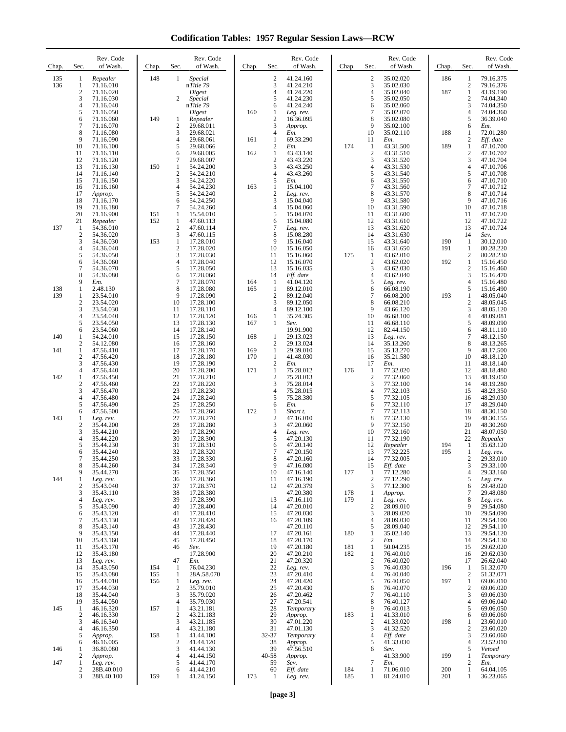# Codification Tables: 1957 Regular Session Laws—RCW

| Chap. | Sec. | Rev. Code of Wash. |
|---|---|---|
| 135 | 1 | *Repealer* |
| 136 | 1 | 71.16.010 |
| | 2 | 71.16.020 |
| | 3 | 71.16.030 |
| | 4 | 71.16.040 |
| | 5 | 71.16.050 |
| | 6 | 71.16.060 |
| | 7 | 71.16.070 |
| | 8 | 71.16.080 |
| | 9 | 71.16.090 |
| | 10 | 71.16.100 |
| | 11 | 71.16.110 |
| | 12 | 71.16.120 |
| | 13 | 71.16.130 |
| | 14 | 71.16.140 |
| | 15 | 71.16.150 |
| | 16 | 71.16.160 |
| | 17 | *Approp.* |
| | 18 | 71.16.170 |
| | 19 | 71.16.180 |
| | 20 | 71.16.900 |
| | 21 | *Repealer* |
| 137 | 1 | 54.36.010 |
| | 2 | 54.36.020 |
| | 3 | 54.36.030 |
| | 4 | 54.36.040 |
| | 5 | 54.36.050 |
| | 6 | 54.36.060 |
| | 7 | 54.36.070 |
| | 8 | 54.36.080 |
| | 9 | *Em.* |
| 138 | 1 | 2.48.130 |
| 139 | 1 | 23.54.010 |
| | 2 | 23.54.020 |
| | 3 | 23.54.030 |
| | 4 | 23.54.040 |
| | 5 | 23.54.050 |
| | 6 | 23.54.060 |
| 140 | 1 | 54.24.010 |
| | 2 | 54.12.080 |
| 141 | 1 | 47.56.410 |
| | 2 | 47.56.420 |
| | 3 | 47.56.430 |
| | 4 | 47.56.440 |
| 142 | 1 | 47.56.450 |
| | 2 | 47.56.460 |
| | 3 | 47.56.470 |
| | 4 | 47.56.480 |
| | 5 | 47.56.490 |
| | 6 | 47.56.500 |
| 143 | 1 | *Leg. rev.* |
| | 2 | 35.44.200 |
| | 3 | 35.44.210 |
| | 4 | 35.44.220 |
| | 5 | 35.44.230 |
| | 6 | 35.44.240 |
| | 7 | 35.44.250 |
| | 8 | 35.44.260 |
| | 9 | 35.44.270 |
| 144 | 1 | *Leg. rev.* |
| | 2 | 35.43.040 |
| | 3 | 35.43.110 |
| | 4 | *Leg. rev.* |
| | 5 | 35.43.090 |
| | 6 | 35.43.120 |
| | 7 | 35.43.130 |
| | 8 | 35.43.140 |
| | 9 | 35.43.150 |
| | 10 | 35.43.160 |
| | 11 | 35.43.170 |
| | 12 | 35.43.180 |
| | 13 | *Leg. rev.* |
| | 14 | 35.43.050 |
| | 15 | 35.43.080 |
| | 16 | 35.44.010 |
| | 17 | 35.44.030 |
| | 18 | 35.44.040 |
| | 19 | 35.44.050 |
| 145 | 1 | 46.16.320 |
| | 2 | 46.16.330 |
| | 3 | 46.16.340 |
| | 4 | 46.16.350 |
| | 5 | *Approp.* |
| | 6 | 46.16.005 |
| 146 | 1 | 36.80.080 |
| | 2 | *Approp.* |
| 147 | 1 | *Leg. rev.* |
| | 2 | 28B.40.010 |
| | 3 | 28B.40.100 |
| 148 | 1 | *Special* n*Title 79 Digest* |
| | 2 | *Special* n*Title 79 Digest* |
| 149 | 1 | *Repealer* |
| | 2 | 29.68.011 |
| | 3 | 29.68.021 |
| | 4 | 29.68.061 |
| | 5 | 29.68.066 |
| | 6 | 29.68.005 |
| | 7 | 29.68.007 |
| 150 | 1 | 54.24.200 |
| | 2 | 54.24.210 |
| | 3 | 54.24.220 |
| | 4 | 54.24.230 |
| | 5 | 54.24.240 |
| | 6 | 54.24.250 |
| | 7 | 54.24.260 |
| 151 | 1 | 15.54.010 |
| 152 | 1 | 47.60.113 |
| | 2 | 47.60.114 |
| | 3 | 47.60.115 |
| 153 | 1 | 17.28.010 |
| | 2 | 17.28.020 |
| | 3 | 17.28.030 |
| | 4 | 17.28.040 |
| | 5 | 17.28.050 |
| | 6 | 17.28.060 |
| | 7 | 17.28.070 |
| | 8 | 17.28.080 |
| | 9 | 17.28.090 |
| | 10 | 17.28.100 |
| | 11 | 17.28.110 |
| | 12 | 17.28.120 |
| | 13 | 17.28.130 |
| | 14 | 17.28.140 |
| | 15 | 17.28.150 |
| | 16 | 17.28.160 |
| | 17 | 17.28.170 |
| | 18 | 17.28.180 |
| | 19 | 17.28.190 |
| | 20 | 17.28.200 |
| | 21 | 17.28.210 |
| | 22 | 17.28.220 |
| | 23 | 17.28.230 |
| | 24 | 17.28.240 |
| | 25 | 17.28.250 |
| | 26 | 17.28.260 |
| | 27 | 17.28.270 |
| | 28 | 17.28.280 |
| | 29 | 17.28.290 |
| | 30 | 17.28.300 |
| | 31 | 17.28.310 |
| | 32 | 17.28.320 |
| | 33 | 17.28.330 |
| | 34 | 17.28.340 |
| | 35 | 17.28.350 |
| | 36 | 17.28.360 |
| | 37 | 17.28.370 |
| | 38 | 17.28.380 |
| | 39 | 17.28.390 |
| | 40 | 17.28.400 |
| | 41 | 17.28.410 |
| | 42 | 17.28.420 |
| | 43 | 17.28.430 |
| | 44 | 17.28.440 |
| | 45 | 17.28.450 |
| | 46 | *Sev.* 17.28.900 |
| | 47 | *Em.* |
| 154 | 1 | 76.04.230 |
| 155 | 1 | 28A.58.070 |
| 156 | 1 | *Leg. rev.* |
| | 2 | 35.79.010 |
| | 3 | 35.79.020 |
| | 4 | 35.79.030 |
| 157 | 1 | 43.21.181 |
| | 2 | 43.21.183 |
| | 3 | 43.21.185 |
| | 4 | 43.21.180 |
| 158 | 1 | 41.44.100 |
| | 2 | 41.44.120 |
| | 3 | 41.44.130 |
| | 4 | 41.44.150 |
| | 5 | 41.44.170 |
| | 6 | 41.44.210 |
| 159 | 1 | 41.24.150 |
| | 2 | 41.24.160 |
| | 3 | 41.24.210 |
| | 4 | 41.24.220 |
| | 5 | 41.24.230 |
| | 6 | 41.24.240 |
| 160 | 1 | *Leg. rev.* |
| | 2 | 16.36.095 |
| | 3 | *Approp.* |
| | 4 | *Em.* |
| 161 | 1 | 69.33.290 |
| | 2 | *Em.* |
| 162 | 1 | 43.43.140 |
| | 2 | 43.43.220 |
| | 3 | 43.43.250 |
| | 4 | 43.43.260 |
| | 5 | *Em.* |
| 163 | 1 | 15.04.100 |
| | 2 | *Leg. rev.* |
| | 3 | 15.04.040 |
| | 4 | 15.04.060 |
| | 5 | 15.04.070 |
| | 6 | 15.04.080 |
| | 7 | *Leg. rev.* |
| | 8 | 15.08.280 |
| | 9 | 15.16.040 |
| | 10 | 15.16.050 |
| | 11 | 15.16.060 |
| | 12 | 15.16.070 |
| | 13 | 15.16.035 |
| | 14 | *Eff. date* |
| 164 | 1 | 41.04.120 |
| 165 | 1 | 89.12.010 |
| | 2 | 89.12.040 |
| | 3 | 89.12.050 |
| | 4 | 89.12.100 |
| 166 | 1 | 35.24.305 |
| 167 | 1 | *Sev.* 19.91.900 |
| 168 | 1 | 29.13.023 |
| | 2 | 29.13.024 |
| 169 | 1 | 29.39.010 |
| 170 | 1 | 41.48.030 |
| | 2 | *Em.* |
| 171 | 1 | 75.28.012 |
| | 2 | 75.28.013 |
| | 3 | 75.28.014 |
| | 4 | 75.28.015 |
| | 5 | 75.28.380 |
| | 6 | *Em.* |
| 172 | 1 | *Short t.* |
| | 2 | 47.16.010 |
| | 3 | 47.20.060 |
| | 4 | *Leg. rev.* |
| | 5 | 47.20.130 |
| | 6 | 47.20.140 |
| | 7 | 47.20.150 |
| | 8 | 47.20.160 |
| | 9 | 47.16.080 |
| | 10 | 47.16.140 |
| | 11 | 47.16.190 |
| | 12 | 47.20.379 47.20.380 |
| | 13 | 47.16.110 |
| | 14 | 47.20.010 |
| | 15 | 47.20.030 |
| | 16 | 47.20.109 47.20.110 |
| | 17 | 47.20.161 |
| | 18 | 47.20.170 |
| | 19 | 47.20.180 |
| | 20 | 47.20.210 |
| | 21 | 47.20.320 |
| | 22 | *Leg. rev.* |
| | 23 | 47.20.410 |
| | 24 | 47.20.420 |
| | 25 | 47.20.430 |
| | 26 | 47.20.462 |
| | 27 | 47.20.541 |
| | 28 | *Temporary* |
| | 29 | *Approp.* |
| | 30 | 47.01.220 |
| | 31 | 47.01.130 |
| | 32-37 | *Temporary* |
| | 38 | *Approp.* |
| | 39 | 47.56.510 |
| | 40-58 | *Approp.* |
| | 59 | *Sev.* |
| | 60 | *Eff. date* |
| 173 | 1 | *Leg. rev.* |
| | 2 | 35.02.020 |
| | 3 | 35.02.030 |
| | 4 | 35.02.040 |
| | 5 | 35.02.050 |
| | 6 | 35.02.060 |
| | 7 | 35.02.070 |
| | 8 | 35.02.080 |
| | 9 | 35.02.100 |
| | 10 | 35.02.110 |
| | 11 | *Em.* |
| 174 | 1 | 43.31.500 |
| | 2 | 43.31.510 |
| | 3 | 43.31.520 |
| | 4 | 43.31.530 |
| | 5 | 43.31.540 |
| | 6 | 43.31.550 |
| | 7 | 43.31.560 |
| | 8 | 43.31.570 |
| | 9 | 43.31.580 |
| | 10 | 43.31.590 |
| | 11 | 43.31.600 |
| | 12 | 43.31.610 |
| | 13 | 43.31.620 |
| | 14 | 43.31.630 |
| | 15 | 43.31.640 |
| | 16 | 43.31.650 |
| 175 | 1 | 43.62.010 |
| | 2 | 43.62.020 |
| | 3 | 43.62.030 |
| | 4 | 43.62.040 |
| | 5 | *Leg. rev.* |
| | 6 | 66.08.190 |
| | 7 | 66.08.200 |
| | 8 | 66.08.210 |
| | 9 | 43.66.120 |
| | 10 | 46.68.100 |
| | 11 | 46.68.110 |
| | 12 | 82.44.150 |
| | 13 | *Leg. rev.* |
| | 14 | 35.13.260 |
| | 15 | 35.13.270 |
| | 16 | 35.21.580 |
| | 17 | *Em.* |
| 176 | 1 | 77.32.020 |
| | 2 | 77.32.060 |
| | 3 | 77.32.100 |
| | 4 | 77.32.103 |
| | 5 | 77.32.105 |
| | 6 | 77.32.110 |
| | 7 | 77.32.113 |
| | 8 | 77.32.130 |
| | 9 | 77.32.150 |
| | 10 | 77.32.160 |
| | 11 | 77.32.190 |
| | 12 | *Repealer* |
| | 13 | 77.32.225 |
| | 14 | 77.32.005 |
| | 15 | *Eff. date* |
| 177 | 1 | 77.12.280 |
| | 2 | 77.12.290 |
| | 3 | 77.12.300 |
| 178 | 1 | *Approp.* |
| 179 | 1 | *Leg. rev.* |
| | 2 | 28.09.010 |
| | 3 | 28.09.020 |
| | 4 | 28.09.030 |
| | 5 | 28.09.040 |
| 180 | 1 | 35.02.140 |
| | 2 | *Em.* |
| 181 | 1 | 50.04.235 |
| 182 | 1 | 76.40.010 |
| | 2 | 76.40.020 |
| | 3 | 76.40.030 |
| | 4 | 76.40.040 |
| | 5 | 76.40.050 |
| | 6 | 76.40.070 |
| | 7 | 76.40.110 |
| | 8 | 76.40.127 |
| | 9 | 76.40.013 |
| 183 | 1 | 41.33.010 |
| | 2 | 41.33.020 |
| | 3 | 41.32.520 |
| | 4 | *Eff. date* |
| | 5 | 41.33.030 |
| | 6 | *Sev.* 41.33.900 |
| | 7 | *Em.* |
| 184 | 1 | 71.06.010 |
| 185 | 1 | 81.24.010 |
| 186 | 1 | 79.16.375 |
| | 2 | 79.16.376 |
| 187 | 1 | 43.19.190 |
| | 2 | 74.04.340 |
| | 3 | 74.04.350 |
| | 4 | 74.04.360 |
| | 5 | 36.39.040 |
| | 6 | *Em.* |
| 188 | 1 | 72.01.280 |
| | 2 | *Eff. date* |
| 189 | 1 | 47.10.700 |
| | 2 | 47.10.702 |
| | 3 | 47.10.704 |
| | 4 | 47.10.706 |
| | 5 | 47.10.708 |
| | 6 | 47.10.710 |
| | 7 | 47.10.712 |
| | 8 | 47.10.714 |
| | 9 | 47.10.716 |
| | 10 | 47.10.718 |
| | 11 | 47.10.720 |
| | 12 | 47.10.722 |
| | 13 | 47.10.724 |
| | 14 | *Sev.* |
| 190 | 1 | 30.12.010 |
| 191 | 1 | 80.28.220 |
| | 2 | 80.28.230 |
| 192 | 1 | 15.16.450 |
| | 2 | 15.16.460 |
| | 3 | 15.16.470 |
| | 4 | 15.16.480 |
| | 5 | 15.16.490 |
| 193 | 1 | 48.05.040 |
| | 2 | 48.05.045 |
| | 3 | 48.05.120 |
| | 4 | 48.09.081 |
| | 5 | 48.09.090 |
| | 6 | 48.11.110 |
| | 7 | 48.12.150 |
| | 8 | 48.13.265 |
| | 9 | 48.17.500 |
| | 10 | 48.18.120 |
| | 11 | 48.18.140 |
| | 12 | 48.18.480 |
| | 13 | 48.19.050 |
| | 14 | 48.19.280 |
| | 15 | 48.23.350 |
| | 16 | 48.29.030 |
| | 17 | 48.29.040 |
| | 18 | 48.30.150 |
| | 19 | 48.30.155 |
| | 20 | 48.30.260 |
| | 21 | 48.07.050 |
| | 22 | *Repealer* |
| 194 | 1 | 35.63.120 |
| 195 | 1 | *Leg. rev.* |
| | 2 | 29.33.010 |
| | 3 | 29.33.100 |
| | 4 | 29.33.160 |
| | 5 | *Leg. rev.* |
| | 6 | 29.48.020 |
| | 7 | 29.48.080 |
| | 8 | *Leg. rev.* |
| | 9 | 29.54.080 |
| | 10 | 29.54.090 |
| | 11 | 29.54.100 |
| | 12 | 29.54.110 |
| | 13 | 29.54.120 |
| | 14 | 29.54.130 |
| | 15 | 29.62.020 |
| | 16 | 29.62.030 |
| | 17 | 26.62.040 |
| 196 | 1 | 51.32.070 |
| | 2 | 51.32.071 |
| 197 | 1 | 69.06.010 |
| | 2 | 69.06.020 |
| | 3 | 69.06.030 |
| | 4 | 69.06.040 |
| | 5 | 69.06.050 |
| | 6 | 69.06.060 |
| 198 | 1 | 23.60.010 |
| | 2 | 23.60.020 |
| | 3 | 23.60.060 |
| | 4 | 23.52.010 |
| | 5 | *Vetoed* |
| 199 | 1 | *Temporary* |
| | 2 | *Em.* |
| 200 | 1 | 64.04.105 |
| 201 | 1 | 36.23.065 |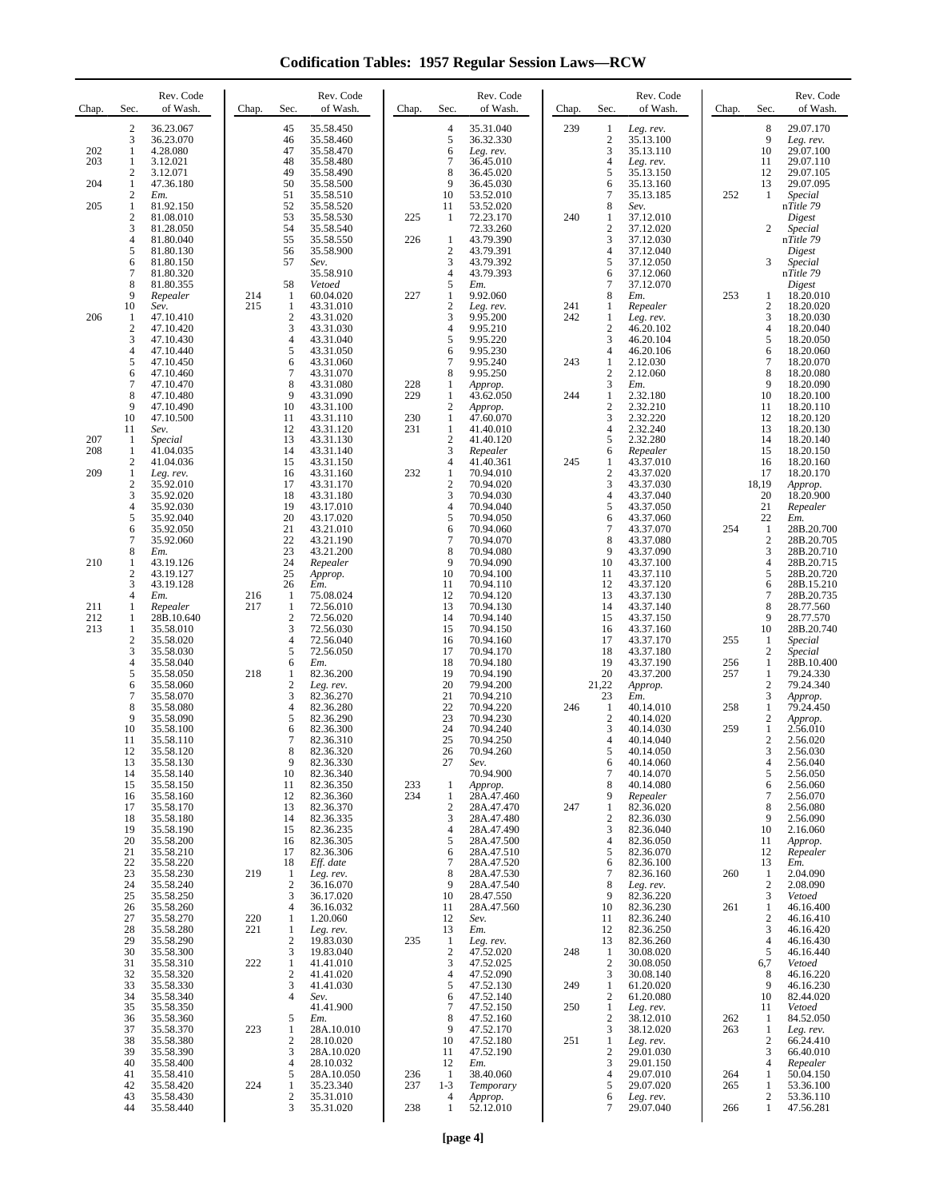# Codification Tables: 1957 Regular Session Laws—RCW

| Chap. | Sec. | Rev. Code of Wash. |
|---|---|---|
| | 2 | 36.23.067 |
| | 3 | 36.23.070 |
| 202 | 1 | 4.28.080 |
| 203 | 1 | 3.12.021 |
| | 2 | 3.12.071 |
| 204 | 1 | 47.36.180 |
| | 2 | *Em.* |
| 205 | 1 | 81.92.150 |
| | 2 | 81.08.010 |
| | 3 | 81.28.050 |
| | 4 | 81.80.040 |
| | 5 | 81.80.130 |
| | 6 | 81.80.150 |
| | 7 | 81.80.320 |
| | 8 | 81.80.355 |
| | 9 | *Repealer* |
| | 10 | *Sev.* |
| 206 | 1 | 47.10.410 |
| | 2 | 47.10.420 |
| | 3 | 47.10.430 |
| | 4 | 47.10.440 |
| | 5 | 47.10.450 |
| | 6 | 47.10.460 |
| | 7 | 47.10.470 |
| | 8 | 47.10.480 |
| | 9 | 47.10.490 |
| | 10 | 47.10.500 |
| | 11 | *Sev.* |
| 207 | 1 | *Special* |
| 208 | 1 | 41.04.035 |
| | 2 | 41.04.036 |
| 209 | 1 | *Leg. rev.* |
| | 2 | 35.92.010 |
| | 3 | 35.92.020 |
| | 4 | 35.92.030 |
| | 5 | 35.92.040 |
| | 6 | 35.92.050 |
| | 7 | 35.92.060 |
| | 8 | *Em.* |
| 210 | 1 | 43.19.126 |
| | 2 | 43.19.127 |
| | 3 | 43.19.128 |
| | 4 | *Em.* |
| 211 | 1 | *Repealer* |
| 212 | 1 | 28B.10.640 |
| 213 | 1 | 35.58.010 |
| | 2 | 35.58.020 |
| | 3 | 35.58.030 |
| | 4 | 35.58.040 |
| | 5 | 35.58.050 |
| | 6 | 35.58.060 |
| | 7 | 35.58.070 |
| | 8 | 35.58.080 |
| | 9 | 35.58.090 |
| | 10 | 35.58.100 |
| | 11 | 35.58.110 |
| | 12 | 35.58.120 |
| | 13 | 35.58.130 |
| | 14 | 35.58.140 |
| | 15 | 35.58.150 |
| | 16 | 35.58.160 |
| | 17 | 35.58.170 |
| | 18 | 35.58.180 |
| | 19 | 35.58.190 |
| | 20 | 35.58.200 |
| | 21 | 35.58.210 |
| | 22 | 35.58.220 |
| | 23 | 35.58.230 |
| | 24 | 35.58.240 |
| | 25 | 35.58.250 |
| | 26 | 35.58.260 |
| | 27 | 35.58.270 |
| | 28 | 35.58.280 |
| | 29 | 35.58.290 |
| | 30 | 35.58.300 |
| | 31 | 35.58.310 |
| | 32 | 35.58.320 |
| | 33 | 35.58.330 |
| | 34 | 35.58.340 |
| | 35 | 35.58.350 |
| | 36 | 35.58.360 |
| | 37 | 35.58.370 |
| | 38 | 35.58.380 |
| | 39 | 35.58.390 |
| | 40 | 35.58.400 |
| | 41 | 35.58.410 |
| | 42 | 35.58.420 |
| | 43 | 35.58.430 |
| | 44 | 35.58.440 |
| | 45 | 35.58.450 |
| | 46 | 35.58.460 |
| | 47 | 35.58.470 |
| | 48 | 35.58.480 |
| | 49 | 35.58.490 |
| | 50 | 35.58.500 |
| | 51 | 35.58.510 |
| | 52 | 35.58.520 |
| | 53 | 35.58.530 |
| | 54 | 35.58.540 |
| | 55 | 35.58.550 |
| | 56 | 35.58.900 |
| | 57 | *Sev.* |
| | | 35.58.910 |
| | 58 | *Vetoed* |
| 214 | 1 | 60.04.020 |
| 215 | 1 | 43.31.010 |
| | 2 | 43.31.020 |
| | 3 | 43.31.030 |
| | 4 | 43.31.040 |
| | 5 | 43.31.050 |
| | 6 | 43.31.060 |
| | 7 | 43.31.070 |
| | 8 | 43.31.080 |
| | 9 | 43.31.090 |
| | 10 | 43.31.100 |
| | 11 | 43.31.110 |
| | 12 | 43.31.120 |
| | 13 | 43.31.130 |
| | 14 | 43.31.140 |
| | 15 | 43.31.150 |
| | 16 | 43.31.160 |
| | 17 | 43.31.170 |
| | 18 | 43.31.180 |
| | 19 | 43.17.010 |
| | 20 | 43.17.020 |
| | 21 | 43.21.010 |
| | 22 | 43.21.190 |
| | 23 | 43.21.200 |
| | 24 | *Repealer* |
| | 25 | *Approp.* |
| | 26 | *Em.* |
| 216 | 1 | 75.08.024 |
| 217 | 1 | 72.56.010 |
| | 2 | 72.56.020 |
| | 3 | 72.56.030 |
| | 4 | 72.56.040 |
| | 5 | 72.56.050 |
| | 6 | *Em.* |
| 218 | 1 | 82.36.200 |
| | 2 | *Leg. rev.* |
| | 3 | 82.36.270 |
| | 4 | 82.36.280 |
| | 5 | 82.36.290 |
| | 6 | 82.36.300 |
| | 7 | 82.36.310 |
| | 8 | 82.36.320 |
| | 9 | 82.36.330 |
| | 10 | 82.36.340 |
| | 11 | 82.36.350 |
| | 12 | 82.36.360 |
| | 13 | 82.36.370 |
| | 14 | 82.36.335 |
| | 15 | 82.36.235 |
| | 16 | 82.36.305 |
| | 17 | 82.36.306 |
| | 18 | *Eff. date* |
| 219 | 1 | *Leg. rev.* |
| | 2 | 36.16.070 |
| | 3 | 36.17.020 |
| | 4 | 36.16.032 |
| 220 | 1 | 1.20.060 |
| 221 | 1 | *Leg. rev.* |
| | 2 | 19.83.030 |
| | 3 | 19.83.040 |
| 222 | 1 | 41.41.010 |
| | 2 | 41.41.020 |
| | 3 | 41.41.030 |
| | 4 | *Sev.* |
| | | 41.41.900 |
| | 5 | *Em.* |
| 223 | 1 | 28A.10.010 |
| | 2 | 28.10.020 |
| | 3 | 28A.10.020 |
| | 4 | 28.10.032 |
| | 5 | 28A.10.050 |
| 224 | 1 | 35.23.340 |
| | 2 | 35.31.010 |
| | 3 | 35.31.020 |
| | 4 | 35.31.040 |
| | 5 | 36.32.330 |
| | 6 | *Leg. rev.* |
| | 7 | 36.45.010 |
| | 8 | 36.45.020 |
| | 9 | 36.45.030 |
| | 10 | 53.52.010 |
| | 11 | 53.52.020 |
| 225 | 1 | 72.23.170 |
| | | 72.33.260 |
| 226 | 1 | 43.79.390 |
| | 2 | 43.79.391 |
| | 3 | 43.79.392 |
| | 4 | 43.79.393 |
| | 5 | *Em.* |
| 227 | 1 | 9.92.060 |
| | 2 | *Leg. rev.* |
| | 3 | 9.95.200 |
| | 4 | 9.95.210 |
| | 5 | 9.95.220 |
| | 6 | 9.95.230 |
| | 7 | 9.95.240 |
| | 8 | 9.95.250 |
| 228 | 1 | *Approp.* |
| 229 | 1 | 43.62.050 |
| | 2 | *Approp.* |
| 230 | 1 | 47.60.070 |
| 231 | 1 | 41.40.010 |
| | 2 | 41.40.120 |
| | 3 | *Repealer* |
| | 4 | 41.40.361 |
| 232 | 1 | 70.94.010 |
| | 2 | 70.94.020 |
| | 3 | 70.94.030 |
| | 4 | 70.94.040 |
| | 5 | 70.94.050 |
| | 6 | 70.94.060 |
| | 7 | 70.94.070 |
| | 8 | 70.94.080 |
| | 9 | 70.94.090 |
| | 10 | 70.94.100 |
| | 11 | 70.94.110 |
| | 12 | 70.94.120 |
| | 13 | 70.94.130 |
| | 14 | 70.94.140 |
| | 15 | 70.94.150 |
| | 16 | 70.94.160 |
| | 17 | 70.94.170 |
| | 18 | 70.94.180 |
| | 19 | 70.94.190 |
| | 20 | 79.94.200 |
| | 21 | 70.94.210 |
| | 22 | 70.94.220 |
| | 23 | 70.94.230 |
| | 24 | 70.94.240 |
| | 25 | 70.94.250 |
| | 26 | 70.94.260 |
| | 27 | *Sev.* |
| | | 70.94.900 |
| 233 | 1 | *Approp.* |
| 234 | 1 | 28A.47.460 |
| | 2 | 28A.47.470 |
| | 3 | 28A.47.480 |
| | 4 | 28A.47.490 |
| | 5 | 28A.47.500 |
| | 6 | 28A.47.510 |
| | 7 | 28A.47.520 |
| | 8 | 28A.47.530 |
| | 9 | 28A.47.540 |
| | 10 | 28.47.550 |
| | 11 | 28A.47.560 |
| | 12 | *Sev.* |
| | 13 | *Em.* |
| 235 | 1 | *Leg. rev.* |
| | 2 | 47.52.020 |
| | 3 | 47.52.025 |
| | 4 | 47.52.090 |
| | 5 | 47.52.130 |
| | 6 | 47.52.140 |
| | 7 | 47.52.150 |
| | 8 | 47.52.160 |
| | 9 | 47.52.170 |
| | 10 | 47.52.180 |
| | 11 | 47.52.190 |
| | 12 | *Em.* |
| 236 | 1 | 38.40.060 |
| 237 | 1-3 | *Temporary* |
| | 4 | *Approp.* |
| 238 | 1 | 52.12.010 |
| 239 | 1 | *Leg. rev.* |
| | 2 | 35.13.100 |
| | 3 | 35.13.110 |
| | 4 | *Leg. rev.* |
| | 5 | 35.13.150 |
| | 6 | 35.13.160 |
| | 7 | 35.13.185 |
| | 8 | *Sev.* |
| 240 | 1 | 37.12.010 |
| | 2 | 37.12.020 |
| | 3 | 37.12.030 |
| | 4 | 37.12.040 |
| | 5 | 37.12.050 |
| | 6 | 37.12.060 |
| | 7 | 37.12.070 |
| | 8 | *Em.* |
| 241 | 1 | *Repealer* |
| 242 | 1 | *Leg. rev.* |
| | 2 | 46.20.102 |
| | 3 | 46.20.104 |
| | 4 | 46.20.106 |
| 243 | 1 | 2.12.030 |
| | 2 | 2.12.060 |
| | 3 | *Em.* |
| 244 | 1 | 2.32.180 |
| | 2 | 2.32.210 |
| | 3 | 2.32.220 |
| | 4 | 2.32.240 |
| | 5 | 2.32.280 |
| | 6 | *Repealer* |
| 245 | 1 | 43.37.010 |
| | 2 | 43.37.020 |
| | 3 | 43.37.030 |
| | 4 | 43.37.040 |
| | 5 | 43.37.050 |
| | 6 | 43.37.060 |
| | 7 | 43.37.070 |
| | 8 | 43.37.080 |
| | 9 | 43.37.090 |
| | 10 | 43.37.100 |
| | 11 | 43.37.110 |
| | 12 | 43.37.120 |
| | 13 | 43.37.130 |
| | 14 | 43.37.140 |
| | 15 | 43.37.150 |
| | 16 | 43.37.160 |
| | 17 | 43.37.170 |
| | 18 | 43.37.180 |
| | 19 | 43.37.190 |
| | 20 | 43.37.200 |
| | 21,22 | *Approp.* |
| | 23 | *Em.* |
| 246 | 1 | 40.14.010 |
| | 2 | 40.14.020 |
| | 3 | 40.14.030 |
| | 4 | 40.14.040 |
| | 5 | 40.14.050 |
| | 6 | 40.14.060 |
| | 7 | 40.14.070 |
| | 8 | 40.14.080 |
| | 9 | *Repealer* |
| 247 | 1 | 82.36.020 |
| | 2 | 82.36.030 |
| | 3 | 82.36.040 |
| | 4 | 82.36.050 |
| | 5 | 82.36.070 |
| | 6 | 82.36.100 |
| | 7 | 82.36.160 |
| | 8 | *Leg. rev.* |
| | 9 | 82.36.220 |
| | 10 | 82.36.230 |
| | 11 | 82.36.240 |
| | 12 | 82.36.250 |
| | 13 | 82.36.260 |
| 248 | 1 | 30.08.020 |
| | 2 | 30.08.050 |
| | 3 | 30.08.140 |
| 249 | 1 | 61.20.020 |
| | 2 | 61.20.080 |
| 250 | 1 | *Leg. rev.* |
| | 2 | 38.12.010 |
| | 3 | 38.12.020 |
| 251 | 1 | *Leg. rev.* |
| | 2 | 29.01.030 |
| | 3 | 29.01.150 |
| | 4 | 29.07.010 |
| | 5 | 29.07.020 |
| | 6 | *Leg. rev.* |
| | 7 | 29.07.040 |
| | 8 | 29.07.170 |
| | 9 | *Leg. rev.* |
| | 10 | 29.07.100 |
| | 11 | 29.07.110 |
| | 12 | 29.07.105 |
| | 13 | 29.07.095 |
| 252 | 1 | *Special* nTitle 79 Digest |
| | 2 | *Special* nTitle 79 Digest |
| | 3 | *Special* nTitle 79 Digest |
| 253 | 1 | 18.20.010 |
| | 2 | 18.20.020 |
| | 3 | 18.20.030 |
| | 4 | 18.20.040 |
| | 5 | 18.20.050 |
| | 6 | 18.20.060 |
| | 7 | 18.20.070 |
| | 8 | 18.20.080 |
| | 9 | 18.20.090 |
| | 10 | 18.20.100 |
| | 11 | 18.20.110 |
| | 12 | 18.20.120 |
| | 13 | 18.20.130 |
| | 14 | 18.20.140 |
| | 15 | 18.20.150 |
| | 16 | 18.20.160 |
| | 17 | 18.20.170 |
| | 18,19 | *Approp.* |
| | 20 | 18.20.900 |
| | 21 | *Repealer* |
| | 22 | *Em.* |
| 254 | 1 | 28B.20.700 |
| | 2 | 28B.20.705 |
| | 3 | 28B.20.710 |
| | 4 | 28B.20.715 |
| | 5 | 28B.20.720 |
| | 6 | 28B.15.210 |
| | 7 | 28B.20.735 |
| | 8 | 28.77.560 |
| | 9 | 28.77.570 |
| | 10 | 28B.20.740 |
| 255 | 1 | *Special* |
| | 2 | *Special* |
| 256 | 1 | 28B.10.400 |
| 257 | 1 | 79.24.330 |
| | 2 | 79.24.340 |
| | 3 | *Approp.* |
| 258 | 1 | 79.24.450 |
| | 2 | *Approp.* |
| 259 | 1 | 2.56.010 |
| | 2 | 2.56.020 |
| | 3 | 2.56.030 |
| | 4 | 2.56.040 |
| | 5 | 2.56.050 |
| | 6 | 2.56.060 |
| | 7 | 2.56.070 |
| | 8 | 2.56.080 |
| | 9 | 2.56.090 |
| | 10 | 2.16.060 |
| | 11 | *Approp.* |
| | 12 | *Repealer* |
| | 13 | *Em.* |
| 260 | 1 | 2.04.090 |
| | 2 | 2.08.090 |
| | 3 | *Vetoed* |
| 261 | 1 | 46.16.400 |
| | 2 | 46.16.410 |
| | 3 | 46.16.420 |
| | 4 | 46.16.430 |
| | 5 | 46.16.440 |
| | 6,7 | *Vetoed* |
| | 8 | 46.16.220 |
| | 9 | 46.16.230 |
| | 10 | 82.44.020 |
| | 11 | *Vetoed* |
| 262 | 1 | 84.52.050 |
| 263 | 1 | *Leg. rev.* |
| | 2 | 66.24.410 |
| | 3 | 66.40.010 |
| | 4 | *Repealer* |
| 264 | 1 | 50.04.150 |
| 265 | 1 | 53.36.100 |
| | 2 | 53.36.110 |
| 266 | 1 | 47.56.281 |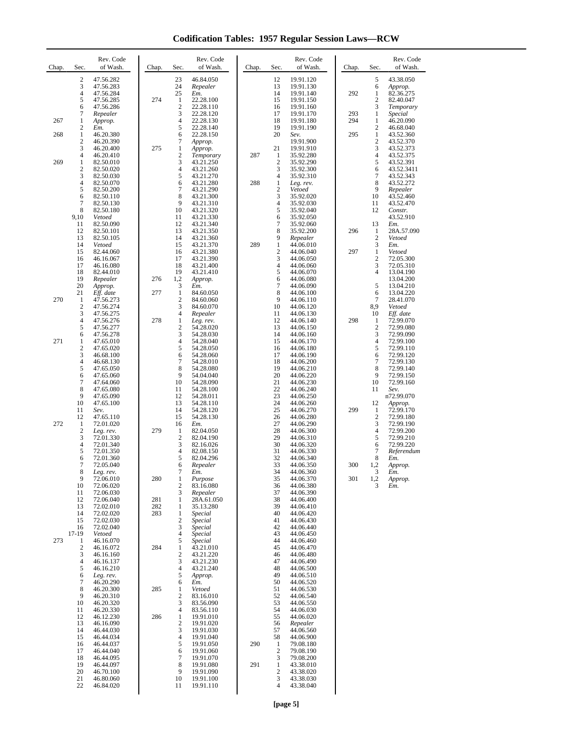# Codification Tables: 1957 Regular Session Laws—RCW

| Chap. | Sec. | Rev. Code of Wash. |
|---|---|---|
| | 2 | 47.56.282 |
| | 3 | 47.56.283 |
| | 4 | 47.56.284 |
| | 5 | 47.56.285 |
| | 6 | 47.56.286 |
| | 7 | *Repealer* |
| 267 | 1 | *Approp.* |
| | 2 | *Em.* |
| 268 | 1 | 46.20.380 |
| | 2 | 46.20.390 |
| | 3 | 46.20.400 |
| | 4 | 46.20.410 |
| 269 | 1 | 82.50.010 |
| | 2 | 82.50.020 |
| | 3 | 82.50.030 |
| | 4 | 82.50.070 |
| | 5 | 82.50.200 |
| | 6 | 82.50.110 |
| | 7 | 82.50.130 |
| | 8 | 82.50.180 |
| | 9,10 | *Vetoed* |
| | 11 | 82.50.090 |
| | 12 | 82.50.101 |
| | 13 | 82.50.105 |
| | 14 | *Vetoed* |
| | 15 | 82.44.060 |
| | 16 | 46.16.067 |
| | 17 | 46.16.080 |
| | 18 | 82.44.010 |
| | 19 | *Repealer* |
| | 20 | *Approp.* |
| | 21 | *Eff. date* |
| 270 | 1 | 47.56.273 |
| | 2 | 47.56.274 |
| | 3 | 47.56.275 |
| | 4 | 47.56.276 |
| | 5 | 47.56.277 |
| | 6 | 47.56.278 |
| 271 | 1 | 47.65.010 |
| | 2 | 47.65.020 |
| | 3 | 46.68.100 |
| | 4 | 46.68.130 |
| | 5 | 47.65.050 |
| | 6 | 47.65.060 |
| | 7 | 47.64.060 |
| | 8 | 47.65.080 |
| | 9 | 47.65.090 |
| | 10 | 47.65.100 |
| | 11 | *Sev.* |
| | 12 | 47.65.110 |
| 272 | 1 | 72.01.020 |
| | 2 | *Leg. rev.* |
| | 3 | 72.01.330 |
| | 4 | 72.01.340 |
| | 5 | 72.01.350 |
| | 6 | 72.01.360 |
| | 7 | 72.05.040 |
| | 8 | *Leg. rev.* |
| | 9 | 72.06.010 |
| | 10 | 72.06.020 |
| | 11 | 72.06.030 |
| | 12 | 72.06.040 |
| | 13 | 72.02.010 |
| | 14 | 72.02.020 |
| | 15 | 72.02.030 |
| | 16 | 72.02.040 |
| | 17-19 | *Vetoed* |
| 273 | 1 | 46.16.070 |
| | 2 | 46.16.072 |
| | 3 | 46.16.160 |
| | 4 | 46.16.137 |
| | 5 | 46.16.210 |
| | 6 | *Leg. rev.* |
| | 7 | 46.20.290 |
| | 8 | 46.20.300 |
| | 9 | 46.20.310 |
| | 10 | 46.20.320 |
| | 11 | 46.20.330 |
| | 12 | 46.12.230 |
| | 13 | 46.16.090 |
| | 14 | 46.44.030 |
| | 15 | 46.44.034 |
| | 16 | 46.44.037 |
| | 17 | 46.44.040 |
| | 18 | 46.44.095 |
| | 19 | 46.44.097 |
| | 20 | 46.70.100 |
| | 21 | 46.80.060 |
| | 22 | 46.84.020 |
| | 23 | 46.84.050 |
| | 24 | *Repealer* |
| | 25 | *Em.* |
| 274 | 1 | 22.28.100 |
| | 2 | 22.28.110 |
| | 3 | 22.28.120 |
| | 4 | 22.28.130 |
| | 5 | 22.28.140 |
| | 6 | 22.28.150 |
| | 7 | *Approp.* |
| 275 | 1 | *Approp.* |
| | 2 | *Temporary* |
| | 3 | 43.21.250 |
| | 4 | 43.21.260 |
| | 5 | 43.21.270 |
| | 6 | 43.21.280 |
| | 7 | 43.21.290 |
| | 8 | 43.21.300 |
| | 9 | 43.21.310 |
| | 10 | 43.21.320 |
| | 11 | 43.21.330 |
| | 12 | 43.21.340 |
| | 13 | 43.21.350 |
| | 14 | 43.21.360 |
| | 15 | 43.21.370 |
| | 16 | 43.21.380 |
| | 17 | 43.21.390 |
| | 18 | 43.21.400 |
| | 19 | 43.21.410 |
| 276 | 1,2 | *Approp.* |
| | 3 | *Em.* |
| 277 | 1 | 84.60.050 |
| | 2 | 84.60.060 |
| | 3 | 84.60.070 |
| | 4 | *Repealer* |
| 278 | 1 | *Leg. rev.* |
| | 2 | 54.28.020 |
| | 3 | 54.28.030 |
| | 4 | 54.28.040 |
| | 5 | 54.28.050 |
| | 6 | 54.28.060 |
| | 7 | 54.28.010 |
| | 8 | 54.28.080 |
| | 9 | 54.04.040 |
| | 10 | 54.28.090 |
| | 11 | 54.28.100 |
| | 12 | 54.28.011 |
| | 13 | 54.28.110 |
| | 14 | 54.28.120 |
| | 15 | 54.28.130 |
| | 16 | *Em.* |
| 279 | 1 | 82.04.050 |
| | 2 | 82.04.190 |
| | 3 | 82.16.026 |
| | 4 | 82.08.150 |
| | 5 | 82.04.296 |
| | 6 | *Repealer* |
| | 7 | *Em.* |
| 280 | 1 | *Purpose* |
| | 2 | 83.16.080 |
| | 3 | *Repealer* |
| 281 | 1 | 28A.61.050 |
| 282 | 1 | 35.13.280 |
| 283 | 1 | *Special* |
| | 2 | *Special* |
| | 3 | *Special* |
| | 4 | *Special* |
| | 5 | *Special* |
| 284 | 1 | 43.21.010 |
| | 2 | 43.21.220 |
| | 3 | 43.21.230 |
| | 4 | 43.21.240 |
| | 5 | *Approp.* |
| | 6 | *Em.* |
| 285 | 1 | *Vetoed* |
| | 2 | 83.16.010 |
| | 3 | 83.56.090 |
| | 4 | 83.56.110 |
| 286 | 1 | 19.91.010 |
| | 2 | 19.91.020 |
| | 3 | 19.91.030 |
| | 4 | 19.91.040 |
| | 5 | 19.91.050 |
| | 6 | 19.91.060 |
| | 7 | 19.91.070 |
| | 8 | 19.91.080 |
| | 9 | 19.91.090 |
| | 10 | 19.91.100 |
| | 11 | 19.91.110 |
| | 12 | 19.91.120 |
| | 13 | 19.91.130 |
| | 14 | 19.91.140 |
| | 15 | 19.91.150 |
| | 16 | 19.91.160 |
| | 17 | 19.91.170 |
| | 18 | 19.91.180 |
| | 19 | 19.91.190 |
| | 20 | *Sev.* 19.91.900 |
| | 21 | 19.91.910 |
| 287 | 1 | 35.92.280 |
| | 2 | 35.92.290 |
| | 3 | 35.92.300 |
| | 4 | 35.92.310 |
| 288 | 1 | *Leg. rev.* |
| | 2 | *Vetoed* |
| | 3 | 35.92.020 |
| | 4 | 35.92.030 |
| | 5 | 35.92.040 |
| | 6 | 35.92.050 |
| | 7 | 35.92.060 |
| | 8 | 35.92.200 |
| | 9 | *Repealer* |
| 289 | 1 | 44.06.010 |
| | 2 | 44.06.040 |
| | 3 | 44.06.050 |
| | 4 | 44.06.060 |
| | 5 | 44.06.070 |
| | 6 | 44.06.080 |
| | 7 | 44.06.090 |
| | 8 | 44.06.100 |
| | 9 | 44.06.110 |
| | 10 | 44.06.120 |
| | 11 | 44.06.130 |
| | 12 | 44.06.140 |
| | 13 | 44.06.150 |
| | 14 | 44.06.160 |
| | 15 | 44.06.170 |
| | 16 | 44.06.180 |
| | 17 | 44.06.190 |
| | 18 | 44.06.200 |
| | 19 | 44.06.210 |
| | 20 | 44.06.220 |
| | 21 | 44.06.230 |
| | 22 | 44.06.240 |
| | 23 | 44.06.250 |
| | 24 | 44.06.260 |
| | 25 | 44.06.270 |
| | 26 | 44.06.280 |
| | 27 | 44.06.290 |
| | 28 | 44.06.300 |
| | 29 | 44.06.310 |
| | 30 | 44.06.320 |
| | 31 | 44.06.330 |
| | 32 | 44.06.340 |
| | 33 | 44.06.350 |
| | 34 | 44.06.360 |
| | 35 | 44.06.370 |
| | 36 | 44.06.380 |
| | 37 | 44.06.390 |
| | 38 | 44.06.400 |
| | 39 | 44.06.410 |
| | 40 | 44.06.420 |
| | 41 | 44.06.430 |
| | 42 | 44.06.440 |
| | 43 | 44.06.450 |
| | 44 | 44.06.460 |
| | 45 | 44.06.470 |
| | 46 | 44.06.480 |
| | 47 | 44.06.490 |
| | 48 | 44.06.500 |
| | 49 | 44.06.510 |
| | 50 | 44.06.520 |
| | 51 | 44.06.530 |
| | 52 | 44.06.540 |
| | 53 | 44.06.550 |
| | 54 | 44.06.030 |
| | 55 | 44.06.020 |
| | 56 | *Repealer* |
| | 57 | 44.06.560 |
| | 58 | 44.06.900 |
| 290 | 1 | 79.08.180 |
| | 2 | 79.08.190 |
| | 3 | 79.08.200 |
| 291 | 1 | 43.38.010 |
| | 2 | 43.38.020 |
| | 3 | 43.38.030 |
| | 4 | 43.38.040 |
| | 5 | 43.38.050 |
| | 6 | *Approp.* |
| 292 | 1 | 82.36.275 |
| | 2 | 82.40.047 |
| | 3 | *Temporary* |
| 293 | 1 | *Special* |
| 294 | 1 | 46.20.090 |
| | 2 | 46.68.040 |
| 295 | 1 | 43.52.360 |
| | 2 | 43.52.370 |
| | 3 | 43.52.373 |
| | 4 | 43.52.375 |
| | 5 | 43.52.391 |
| | 6 | 43.52.3411 |
| | 7 | 43.52.343 |
| | 8 | 43.52.272 |
| | 9 | *Repealer* |
| | 10 | 43.52.460 |
| | 11 | 43.52.470 |
| | 12 | *Constr.* 43.52.910 |
| | 13 | *Em.* |
| 296 | 1 | 28A.57.090 |
| | 2 | *Vetoed* |
| | 3 | *Em.* |
| 297 | 1 | *Vetoed* |
| | 2 | 72.05.300 |
| | 3 | 72.05.310 |
| | 4 | 13.04.190 13.04.200 |
| | 5 | 13.04.210 |
| | 6 | 13.04.220 |
| | 7 | 28.41.070 |
| | 8,9 | *Vetoed* |
| | 10 | *Eff. date* |
| 298 | 1 | 72.99.070 |
| | 2 | 72.99.080 |
| | 3 | 72.99.090 |
| | 4 | 72.99.100 |
| | 5 | 72.99.110 |
| | 6 | 72.99.120 |
| | 7 | 72.99.130 |
| | 8 | 72.99.140 |
| | 9 | 72.99.150 |
| | 10 | 72.99.160 |
| | 11 | *Sev.* n72.99.070 |
| | 12 | *Approp.* |
| 299 | 1 | 72.99.170 |
| | 2 | 72.99.180 |
| | 3 | 72.99.190 |
| | 4 | 72.99.200 |
| | 5 | 72.99.210 |
| | 6 | 72.99.220 |
| | 7 | *Referendum* |
| | 8 | *Em.* |
| 300 | 1,2 | *Approp.* |
| | 3 | *Em.* |
| 301 | 1,2 | *Approp.* |
| | 3 | *Em.* |